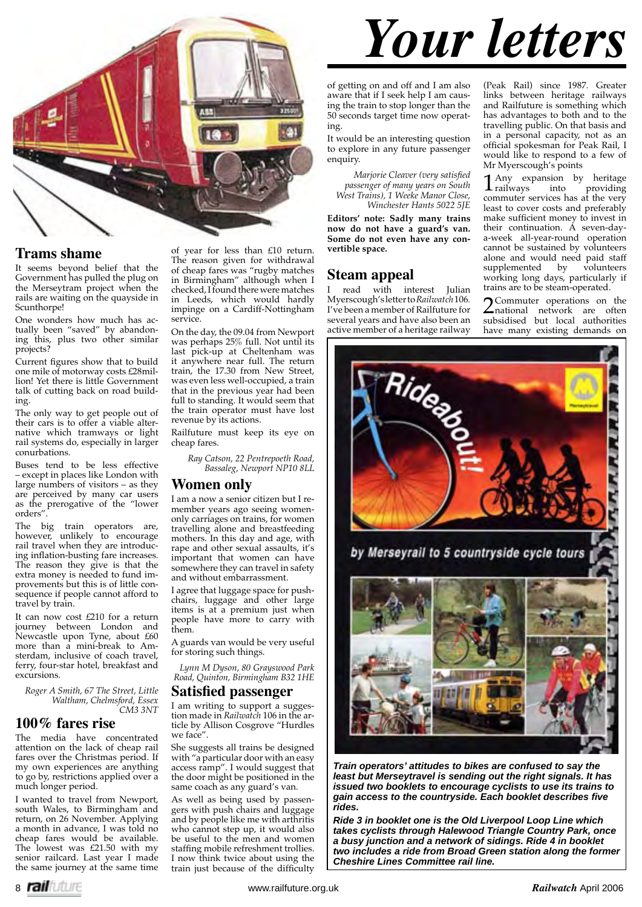# Your letters

## Trams shame

It seems beyond belief that the Government has pulled the plug on the Merseytram project when the rails are waiting on the quayside in Scunthorpe!

One wonders how much has actually been "saved" by abandoning this, plus two other similar projects?

Current figures show that to build one mile of motorway costs £28million! Yet there is little Government talk of cutting back on road building.

The only way to get people out of their cars is to offer a viable alternative which tramways or light rail systems do, especially in larger conurbations.

Buses tend to be less effective – except in places like London with large numbers of visitors – as they are perceived by many car users as the prerogative of the "lower orders".

The big train operators are, however, unlikely to encourage rail travel when they are introducing inflation-busting fare increases. The reason they give is that the extra money is needed to fund improvements but this is of little consequence if people cannot afford to travel by train.

It can now cost £210 for a return journey between London and Newcastle upon Tyne, about £60 more than a mini-break to Amsterdam, inclusive of coach travel, ferry, four-star hotel, breakfast and excursions.

*Roger A Smith, 67 The Street, Little Waltham, Chelmsford, Essex CM3 3NT*

## 100% fares rise

The media have concentrated attention on the lack of cheap rail fares over the Christmas period. If my own experiences are anything to go by, restrictions applied over a much longer period.

I wanted to travel from Newport, south Wales, to Birmingham and return, on 26 November. Applying a month in advance, I was told no cheap fares would be available. The lowest was £21.50 with my senior railcard. Last year I made the same journey at the same time of year for less than £10 return. The reason given for withdrawal of cheap fares was "rugby matches in Birmingham" although when I checked, I found there were matches in Leeds, which would hardly impinge on a Cardiff-Nottingham service.

On the day, the 09.04 from Newport was perhaps 25% full. Not until its last pick-up at Cheltenham was it anywhere near full. The return train, the 17.30 from New Street, was even less well-occupied, a train that in the previous year had been full to standing. It would seem that the train operator must have lost revenue by its actions.

Railfuture must keep its eye on cheap fares.

*Ray Catson, 22 Pentrepoeth Road, Bassaleg, Newport NP10 8LL*

## Women only

I am a now a senior citizen but I remember years ago seeing women-only carriages on trains, for women travelling alone and breastfeeding mothers. In this day and age, with rape and other sexual assaults, it's important that women can have somewhere they can travel in safety and without embarrassment.

I agree that luggage space for pushchairs, luggage and other large items is at a premium just when people have more to carry with them.

A guards van would be very useful for storing such things.

*Lynn M Dyson, 80 Grayswood Park Road, Quinton, Birmingham B32 1HE*

## Satisfied passenger

I am writing to support a suggestion made in *Railwatch* 106 in the article by Allison Cosgrove "Hurdles we face".

She suggests all trains be designed with "a particular door with an easy access ramp". I would suggest that the door might be positioned in the same coach as any guard's van.

As well as being used by passengers with push chairs and luggage and by people like me with arthritis who cannot step up, it would also be useful to the men and women staffing mobile refreshment trollies. I now think twice about using the train just because of the difficulty of getting on and off and I am also aware that if I seek help I am causing the train to stop longer than the 50 seconds target time now operating.

It would be an interesting question to explore in any future passenger enquiry.

*Marjorie Cleaver (very satisfied passenger of many years on South West Trains), 1 Weeke Manor Close, Winchester Hants 5022 5JE*

**Editors' note: Sadly many trains now do not have a guard's van. Some do not even have any convertible space.**

## Steam appeal

I read with interest Julian Myerscough's letter to *Railwatch* 106. I've been a member of Railfuture for several years and have also been an active member of a heritage railway (Peak Rail) since 1987. Greater links between heritage railways and Railfuture is something which has advantages to both and to the travelling public. On that basis and in a personal capacity, not as an official spokesman for Peak Rail, I would like to respond to a few of Mr Myerscough's points

1 Any expansion by heritage railways into providing commuter services has at the very least to cover costs and preferably make sufficient money to invest in their continuation. A seven-day-a-week all-year-round operation cannot be sustained by volunteers alone and would need paid staff supplemented by volunteers working long days, particularly if trains are to be steam-operated.

2 Commuter operations on the national network are often subsidised but local authorities have many existing demands on

*Train operators' attitudes to bikes are confused to say the least but Merseytravel is sending out the right signals. It has issued two booklets to encourage cyclists to use its trains to gain access to the countryside. Each booklet describes five rides.*

*Ride 3 in booklet one is the Old Liverpool Loop Line which takes cyclists through Halewood Triangle Country Park, once a busy junction and a network of sidings. Ride 4 in booklet two includes a ride from Broad Green station along the former Cheshire Lines Committee rail line.*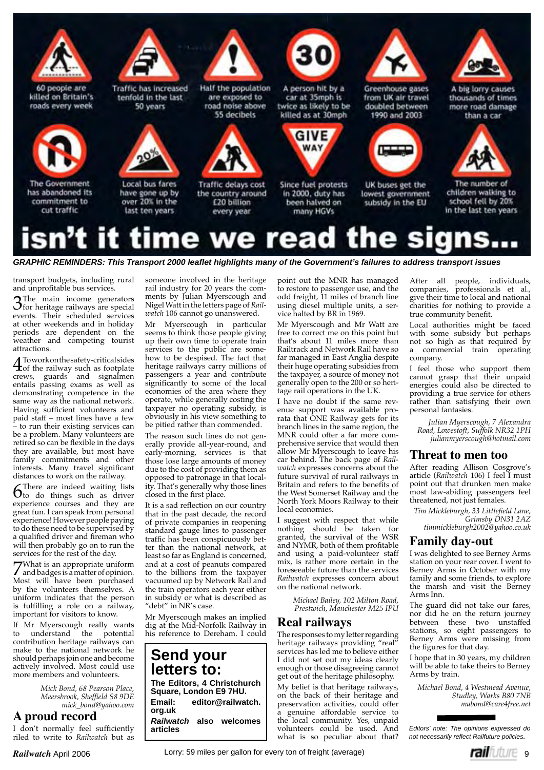60 people are killed on Britain's roads every week

Traffic has increased tenfold in the last 50 years

Half the population are exposed to road noise above 55 decibels

A person hit by a car at 35mph is twice as likely to be killed as at 30mph

Greenhouse gases from UK air travel doubled between 1990 and 2003

A big lorry causes thousands of times more road damage than a car

The Government has abandoned its commitment to cut traffic

Local bus fares have gone up by over 20% in the last ten years

Traffic delays cost the country around £20 billion every year

Since fuel protests in 2000, duty has been halved on many HGVs

UK buses get the lowest government subsidy in the EU

The number of children walking to school fell by 20% in the last ten years

**isn't it time we read the signs...**

***GRAPHIC REMINDERS: This Transport 2000 leaflet highlights many of the Government's failures to address transport issues***

transport budgets, including rural and unprofitable bus services.

3 The main income generators for heritage railways are special events. Their scheduled services at other weekends and in holiday periods are dependent on the weather and competing tourist attractions.

4 To work on the safety-critical sides of the railway such as footplate crews, guards and signalmen entails passing exams as well as demonstrating competence in the same way as the national network. Having sufficient volunteers and paid staff – most lines have a few – to run their existing services can be a problem. Many volunteers are retired so can be flexible in the days they are available, but most have family commitments and other interests. Many travel significant distances to work on the railway.

6 There are indeed waiting lists to do things such as driver experience courses and they are great fun. I can speak from personal experience! However people paying to do these need to be supervised by a qualified driver and fireman who will then probably go on to run the services for the rest of the day.

7 What is an appropriate uniform and badges is a matter of opinion. Most will have been purchased by the volunteers themselves. A uniform indicates that the person is fulfilling a role on a railway, important for visitors to know.

If Mr Myerscough really wants to understand the potential contribution heritage railways can make to the national network he should perhaps join one and become actively involved. Most could use more members and volunteers.

*Mick Bond, 68 Pearson Place, Meersbrook, Sheffield S8 9DE mick_bond@yahoo.com*

## A proud record

I don't normally feel sufficiently riled to write to *Railwatch* but as someone involved in the heritage rail industry for 20 years the comments by Julian Myerscough and Nigel Watt in the letters page of *Railwatch* 106 cannot go unanswered.

Mr Myerscough in particular seems to think those people giving up their own time to operate train services to the public are somehow to be despised. The fact that heritage railways carry millions of passengers a year and contribute significantly to some of the local economies of the area where they operate, while generally costing the taxpayer no operating subsidy, is obviously in his view something to be pitied rather than commended.

The reason such lines do not generally provide all-year-round, and early-morning, services is that those lose large amounts of money due to the cost of providing them as opposed to patronage in that locality. That's generally why those lines closed in the first place.

It is a sad reflection on our country that in the past decade, the record of private companies in reopening standard gauge lines to passenger traffic has been conspicuously better than the national network, at least so far as England is concerned, and at a cost of peanuts compared to the billions from the taxpayer vacuumed up by Network Rail and the train operators each year either in subsidy or what is described as "debt" in NR's case.

Mr Myerscough makes an implied dig at the Mid-Norfolk Railway in his reference to Dereham. I could point out the MNR has managed to restore to passenger use, and the odd freight, 11 miles of branch line using diesel multiple units, a service halted by BR in 1969.

Mr Myerscough and Mr Watt are free to correct me on this point but that's about 11 miles more than Railtrack and Network Rail have so far managed in East Anglia despite their huge operating subsidies from the taxpayer, a source of money not generally open to the 200 or so heritage rail operations in the UK.

I have no doubt if the same revenue support was available pro-rata that ONE Railway gets for its branch lines in the same region, the MNR could offer a far more comprehensive service that would then allow Mr Myerscough to leave his car behind. The back page of *Railwatch* expresses concerns about the future survival of rural railways in Britain and refers to the benefits of the West Somerset Railway and the North York Moors Railway to their local economies.

I suggest with respect that while nothing should be taken for granted, the survival of the WSR and NYMR, both of them profitable and using a paid-volunteer staff mix, is rather more certain in the foreseeable future than the services *Railwatch* expresses concern about on the national network.

*Michael Bailey, 102 Milton Road, Prestwich, Manchester M25 1PU*

**Send your letters to:**

**The Editors, 4 Christchurch Square, London E9 7HU.**
**Email: editor@railwatch.org.uk**
***Railwatch* also welcomes articles**

## Real railways

The responses to my letter regarding heritage railways providing "real" services has led me to believe either I did not set out my ideas clearly enough or those disagreeing cannot get out of the heritage philosophy.

My belief is that heritage railways, on the back of their heritage and preservation activities, could offer a genuine affordable service to the local community. Yes, unpaid volunteers could be used. And what is so peculiar about that? After all people, individuals, companies, professionals et al., give their time to local and national charities for nothing to provide a true community benefit.

Local authorities might be faced with some subsidy but perhaps not so high as that required by a commercial train operating company.

I feel those who support them cannot grasp that their unpaid energies could also be directed to providing a true service for others rather than satisfying their own personal fantasies.

*Julian Myerscough, 7 Alexandra Road, Lowestoft, Suffolk NR32 1PH julianmyerscough@hotmail.com*

## Threat to men too

After reading Allison Cosgrove's article (*Railwatch* 106) I feel I must point out that drunken men make most law-abiding passengers feel threatened, not just females.

*Tim Mickleburgh, 33 Littlefield Lane, Grimsby DN31 2AZ timmickleburgh2002@yahoo.co.uk*

## Family day-out

I was delighted to see Berney Arms station on your rear cover. I went to Berney Arms in October with my family and some friends, to explore the marsh and visit the Berney Arms Inn.

The guard did not take our fares, nor did he on the return journey between these two unstaffed stations, so eight passengers to Berney Arms were missing from the figures for that day.

I hope that in 30 years, my children will be able to take theirs to Berney Arms by train.

*Michael Bond, 4 Westmead Avenue, Studley, Warks B80 7NB mabond@care4free.net*

*Editors' note: The opinions expressed do not necessarily reflect Railfuture policies.*

Lorry: 59 miles per gallon for every ton of freight (average)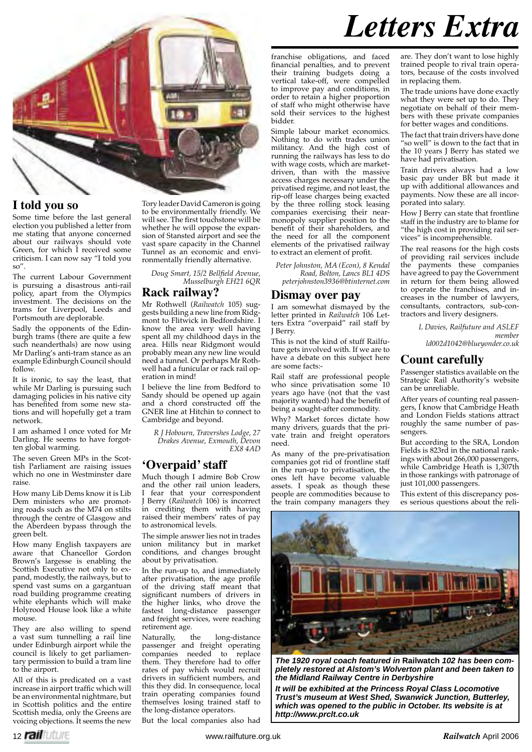# Letters Extra

## I told you so

Some time before the last general election you published a letter from me stating that anyone concerned about our railways should vote Green, for which I received some criticism. I can now say "I told you so".

The current Labour Government is pursuing a disastrous anti-rail policy, apart from the Olympics investment. The decisions on the trams for Liverpool, Leeds and Portsmouth are deplorable.

Sadly the opponents of the Edinburgh trams (there are quite a few such neanderthals) are now using Mr Darling's anti-tram stance as an example Edinburgh Council should follow.

It is ironic, to say the least, that while Mr Darling is pursuing such damaging policies in his native city has benefited from some new stations and will hopefully get a tram network.

I am ashamed I once voted for Mr Darling. He seems to have forgotten global warming.

The seven Green MPs in the Scottish Parliament are raising issues which no one in Westminster dare raise.

How many Lib Dems know it is Lib Dem ministers who are promoting roads such as the M74 on stilts through the centre of Glasgow and the Aberdeen bypass through the green belt.

How many English taxpayers are aware that Chancellor Gordon Brown's largesse is enabling the Scottish Executive not only to expand, modestly, the railways, but to spend vast sums on a gargantuan road building programme creating white elephants which will make Holyrood House look like a white mouse.

They are also willing to spend a vast sum tunnelling a rail line under Edinburgh airport while the council is likely to get parliamentary permission to build a tram line to the airport.

All of this is predicated on a vast increase in airport traffic which will be an environmental nightmare, but in Scottish politics and the entire Scottish media, only the Greens are voicing objections. It seems the new Tory leader David Cameron is going to be environmentally friendly. We will see. The first touchstone will be whether he will oppose the expansion of Stansted airport and see the vast spare capacity in the Channel Tunnel as an economic and environmentally friendly alternative.

*Doug Smart, 15/2 Bellfield Avenue, Musselburgh EH21 6QR*

## Rack railway?

Mr Rothwell (*Railwatch* 105) suggests building a new line from Ridgmont to Flitwick in Bedfordshire. I know the area very well having spent all my childhood days in the area. Hills near Ridgmont would probably mean any new line would need a tunnel. Or perhaps Mr Rothwell had a funicular or rack rail operation in mind!

I believe the line from Bedford to Sandy should be opened up again and a chord constructed off the GNER line at Hitchin to connect to Cambridge and beyond.

*R J Hobourn, Traverses Lodge, 27 Drakes Avenue, Exmouth, Devon EX8 4AD*

## 'Overpaid' staff

Much though I admire Bob Crow and the other rail union leaders, I fear that your correspondent J Berry (*Railwatch* 106) is incorrect in crediting them with having raised their members' rates of pay to astronomical levels.

The simple answer lies not in trades union militancy but in market conditions, and changes brought about by privatisation.

In the run-up to, and immediately after privatisation, the age profile of the driving staff meant that significant numbers of drivers in the higher links, who drove the fastest long-distance passenger and freight services, were reaching retirement age.

Naturally, the long-distance passenger and freight operating companies needed to replace them. They therefore had to offer rates of pay which would recruit drivers in sufficient numbers, and this they did. In consequence, local train operating companies found themselves losing trained staff to the long-distance operators.

But the local companies also had franchise obligations, and faced financial penalties, and to prevent their training budgets doing a vertical take-off, were compelled to improve pay and conditions, in order to retain a higher proportion of staff who might otherwise have sold their services to the highest bidder.

Simple labour market economics. Nothing to do with trades union militancy. And the high cost of running the railways has less to do with wage costs, which are market-driven, than with the massive access charges necessary under the privatised regime, and not least, the rip-off lease charges being exacted by the three rolling stock leasing companies exercising their near-monopoly supplier position to the benefit of their shareholders, and the need for all the component elements of the privatised railway to extract an element of profit.

*Peter Johnston, MA (Econ), 8 Kendal Road, Bolton, Lancs BL1 4DS peterjohnston3936@btinternet.com*

## Dismay over pay

I am somewhat dismayed by the letter printed in *Railwatch* 106 Letters Extra "overpaid" rail staff by J Berry.

This is not the kind of stuff Railfuture gets involved with. If we are to have a debate on this subject here are some facts:-

Rail staff are professional people who since privatisation some 10 years ago have (not that the vast majority wanted) had the benefit of being a sought-after commodity.

Why? Market forces dictate how many drivers, guards that the private train and freight operators need.

As many of the pre-privatisation companies got rid of frontline staff in the run-up to privatisation, the ones left have become valuable assets. I speak as though these people are commodities because to the train company managers they are. They don't want to lose highly trained people to rival train operators, because of the costs involved in replacing them.

The trade unions have done exactly what they were set up to do. They negotiate on behalf of their members with these private companies for better wages and conditions.

The fact that train drivers have done "so well" is down to the fact that in the 10 years J Berry has stated we have had privatisation.

Train drivers always had a low basic pay under BR but made it up with additional allowances and payments. Now these are all incorporated into salary.

How J Berry can state that frontline staff in the industry are to blame for "the high cost in providing rail services" is incomprehensible.

The real reasons for the high costs of providing rail services include the payments these companies have agreed to pay the Government in return for them being allowed to operate the franchises, and increases in the number of lawyers, consultants, contractors, sub-contractors and livery designers.

*L Davies, Railfuture and ASLEF member ld002d1042@blueyonder.co.uk*

## Count carefully

Passenger statistics available on the Strategic Rail Authority's website can be unreliable.

After years of counting real passengers, I know that Cambridge Heath and London Fields stations attract roughly the same number of passengers.

But according to the SRA, London Fields is 823rd in the national rankings with about 266,000 passengers, while Cambridge Heath is 1,307th in those rankings with patronage of just 101,000 passengers.

This extent of this discrepancy poses serious questions about the reli-

***The 1920 royal coach featured in* Railwatch *102 has been completely restored at Alstom's Wolverton plant and been taken to the Midland Railway Centre in Derbyshire***

***It will be exhibited at the Princess Royal Class Locomotive Trust's museum at West Shed, Swanwick Junction, Butterley, which was opened to the public in October. Its website is at http://www.prclt.co.uk***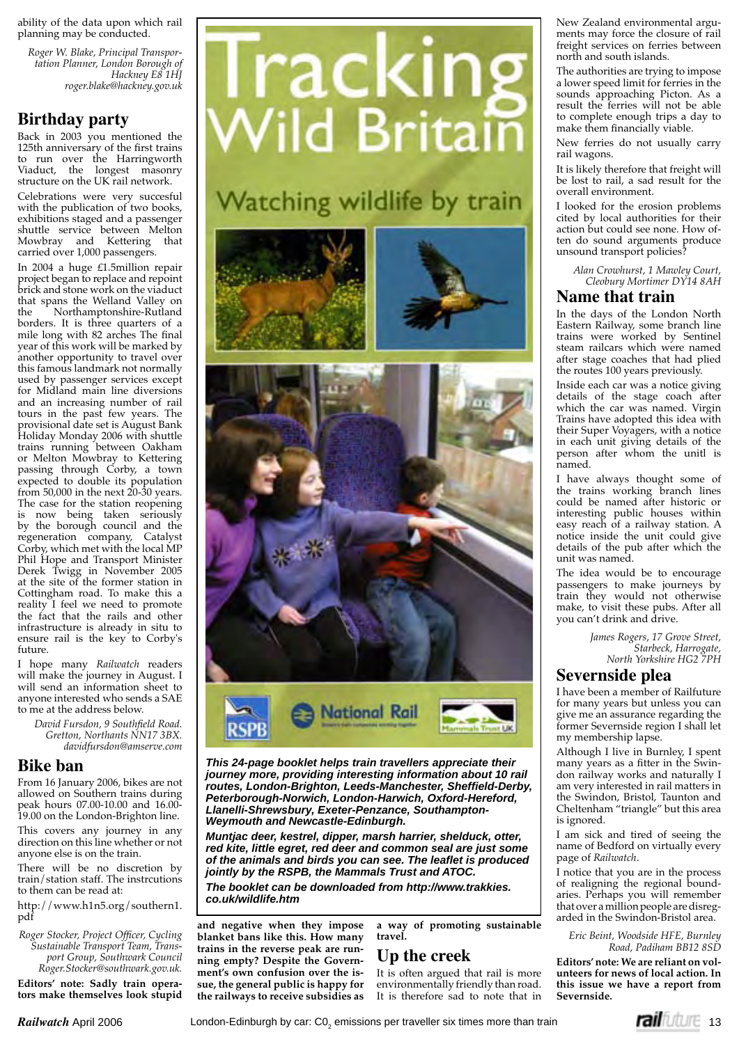ability of the data upon which rail planning may be conducted.

*Roger W. Blake, Principal Transportation Planner, London Borough of Hackney E8 1HJ roger.blake@hackney.gov.uk*

## Birthday party

Back in 2003 you mentioned the 125th anniversary of the first trains to run over the Harringworth Viaduct, the longest masonry structure on the UK rail network.

Celebrations were very succesful with the publication of two books, exhibitions staged and a passenger shuttle service between Melton Mowbray and Kettering that carried over 1,000 passengers.

In 2004 a huge £1.5million repair project began to replace and repoint brick and stone work on the viaduct that spans the Welland Valley on the Northamptonshire-Rutland borders. It is three quarters of a mile long with 82 arches The final year of this work will be marked by another opportunity to travel over this famous landmark not normally used by passenger services except for Midland main line diversions and an increasing number of rail tours in the past few years. The provisional date set is August Bank Holiday Monday 2006 with shuttle trains running between Oakham or Melton Mowbray to Kettering passing through Corby, a town expected to double its population from 50,000 in the next 20-30 years. The case for the station reopening is now being taken seriously by the borough council and the regeneration company, Catalyst Corby, which met with the local MP Phil Hope and Transport Minister Derek Twigg in November 2005 at the site of the former station in Cottingham road. To make this a reality I feel we need to promote the fact that the rails and other infrastructure is already in situ to ensure rail is the key to Corby's future.

I hope many *Railwatch* readers will make the journey in August. I will send an information sheet to anyone interested who sends a SAE to me at the address below.

*David Fursdon, 9 Southfield Road. Gretton, Northants NN17 3BX. davidfursdon@amserve.com*

## Bike ban

From 16 January 2006, bikes are not allowed on Southern trains during peak hours 07.00-10.00 and 16.00-19.00 on the London-Brighton line.

This covers any journey in any direction on this line whether or not anyone else is on the train.

There will be no discretion by train/station staff. The instrcutions to them can be read at:

http://www.h1n5.org/southern1.pdf

*Roger Stocker, Project Officer, Cycling Sustainable Transport Team, Transport Group, Southwark Council Roger.Stocker@southwark.gov.uk.*

**Editors' note: Sadly train operators make themselves look stupid and negative when they impose blanket bans like this. How many trains in the reverse peak are running empty? Despite the Government's own confusion over the issue, the general public is happy for the railways to receive subsidies as a way of promoting sustainable travel.**

Tracking Wild Britain

Watching wildlife by train

RSPB National Rail Mammals Trust UK

***This 24-page booklet helps train travellers appreciate their journey more, providing interesting information about 10 rail routes, London-Brighton, Leeds-Manchester, Sheffield-Derby, Peterborough-Norwich, London-Harwich, Oxford-Hereford, Llanelli-Shrewsbury, Exeter-Penzance, Southampton-Weymouth and Newcastle-Edinburgh.***

***Muntjac deer, kestrel, dipper, marsh harrier, shelduck, otter, red kite, little egret, red deer and common seal are just some of the animals and birds you can see. The leaflet is produced jointly by the RSPB, the Mammals Trust and ATOC.***

***The booklet can be downloaded from http://www.trakkies.co.uk/wildlife.htm***

## Up the creek

It is often argued that rail is more environmentally friendly than road. It is therefore sad to note that in New Zealand environmental arguments may force the closure of rail freight services on ferries between north and south islands.

The authorities are trying to impose a lower speed limit for ferries in the sounds approaching Picton. As a result the ferries will not be able to complete enough trips a day to make them financially viable.

New ferries do not usually carry rail wagons.

It is likely therefore that freight will be lost to rail, a sad result for the overall environment.

I looked for the erosion problems cited by local authorities for their action but could see none. How often do sound arguments produce unsound transport policies?

*Alan Crowhurst, 1 Mawley Court, Cleobury Mortimer DY14 8AH*

## Name that train

In the days of the London North Eastern Railway, some branch line trains were worked by Sentinel steam railcars which were named after stage coaches that had plied the routes 100 years previously.

Inside each car was a notice giving details of the stage coach after which the car was named. Virgin Trains have adopted this idea with their Super Voyagers, with a notice in each unit giving details of the person after whom the unitl is named.

I have always thought some of the trains working branch lines could be named after historic or interesting public houses within easy reach of a railway station. A notice inside the unit could give details of the pub after which the unit was named.

The idea would be to encourage passengers to make journeys by train they would not otherwise make, to visit these pubs. After all you can't drink and drive.

*James Rogers, 17 Grove Street, Starbeck, Harrogate, North Yorkshire HG2 7PH*

## Severnside plea

I have been a member of Railfuture for many years but unless you can give me an assurance regarding the former Severnside region I shall let my membership lapse.

Although I live in Burnley, I spent many years as a fitter in the Swindon railway works and naturally I am very interested in rail matters in the Swindon, Bristol, Taunton and Cheltenham "triangle" but this area is ignored.

I am sick and tired of seeing the name of Bedford on virtually every page of *Railwatch*.

I notice that you are in the process of realigning the regional boundaries. Perhaps you will remember that over a million people are disregarded in the Swindon-Bristol area.

*Eric Beint, Woodside HFE, Burnley Road, Padiham BB12 8SD*

**Editors' note: We are reliant on volunteers for news of local action. In this issue we have a report from Severnside.**

London-Edinburgh by car: $CO_2$ emissions per traveller six times more than train